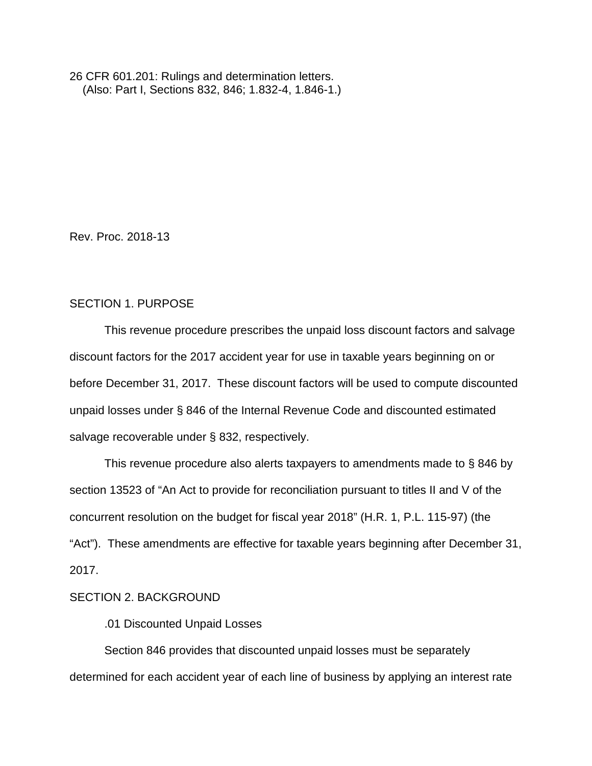26 CFR 601.201: Rulings and determination letters.
(Also: Part I, Sections 832, 846; 1.832-4, 1.846-1.)

Rev. Proc. 2018-13

## SECTION 1. PURPOSE

This revenue procedure prescribes the unpaid loss discount factors and salvage discount factors for the 2017 accident year for use in taxable years beginning on or before December 31, 2017. These discount factors will be used to compute discounted unpaid losses under § 846 of the Internal Revenue Code and discounted estimated salvage recoverable under § 832, respectively.

This revenue procedure also alerts taxpayers to amendments made to § 846 by section 13523 of "An Act to provide for reconciliation pursuant to titles II and V of the concurrent resolution on the budget for fiscal year 2018" (H.R. 1, P.L. 115-97) (the "Act"). These amendments are effective for taxable years beginning after December 31, 2017.

## SECTION 2. BACKGROUND

### .01 Discounted Unpaid Losses

Section 846 provides that discounted unpaid losses must be separately determined for each accident year of each line of business by applying an interest rate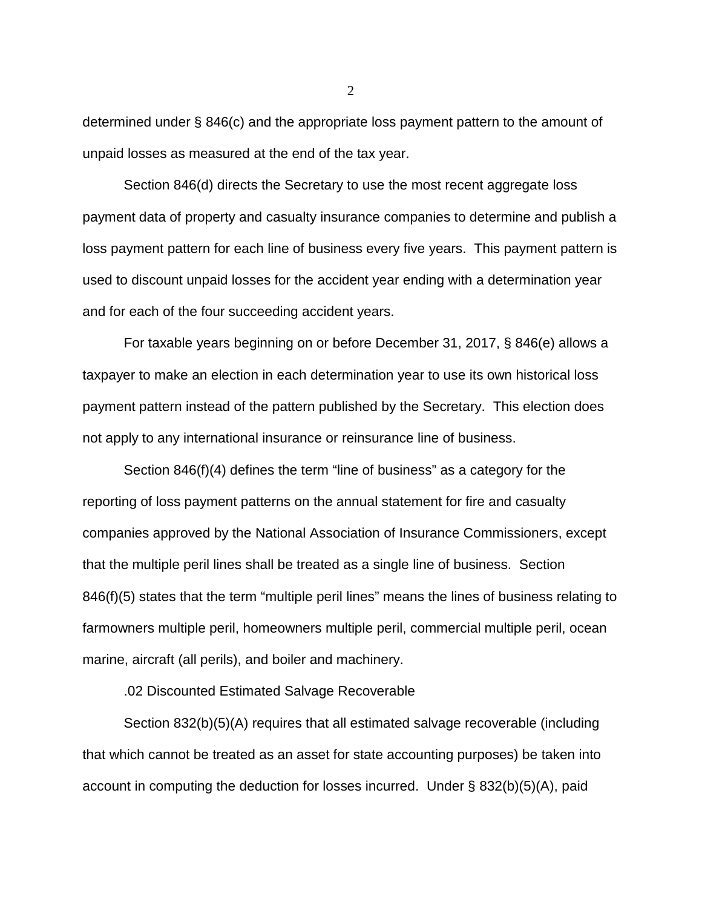determined under § 846(c) and the appropriate loss payment pattern to the amount of unpaid losses as measured at the end of the tax year.

Section 846(d) directs the Secretary to use the most recent aggregate loss payment data of property and casualty insurance companies to determine and publish a loss payment pattern for each line of business every five years. This payment pattern is used to discount unpaid losses for the accident year ending with a determination year and for each of the four succeeding accident years.

For taxable years beginning on or before December 31, 2017, § 846(e) allows a taxpayer to make an election in each determination year to use its own historical loss payment pattern instead of the pattern published by the Secretary. This election does not apply to any international insurance or reinsurance line of business.

Section 846(f)(4) defines the term "line of business" as a category for the reporting of loss payment patterns on the annual statement for fire and casualty companies approved by the National Association of Insurance Commissioners, except that the multiple peril lines shall be treated as a single line of business. Section 846(f)(5) states that the term "multiple peril lines" means the lines of business relating to farmowners multiple peril, homeowners multiple peril, commercial multiple peril, ocean marine, aircraft (all perils), and boiler and machinery.

.02 Discounted Estimated Salvage Recoverable

Section 832(b)(5)(A) requires that all estimated salvage recoverable (including that which cannot be treated as an asset for state accounting purposes) be taken into account in computing the deduction for losses incurred. Under § 832(b)(5)(A), paid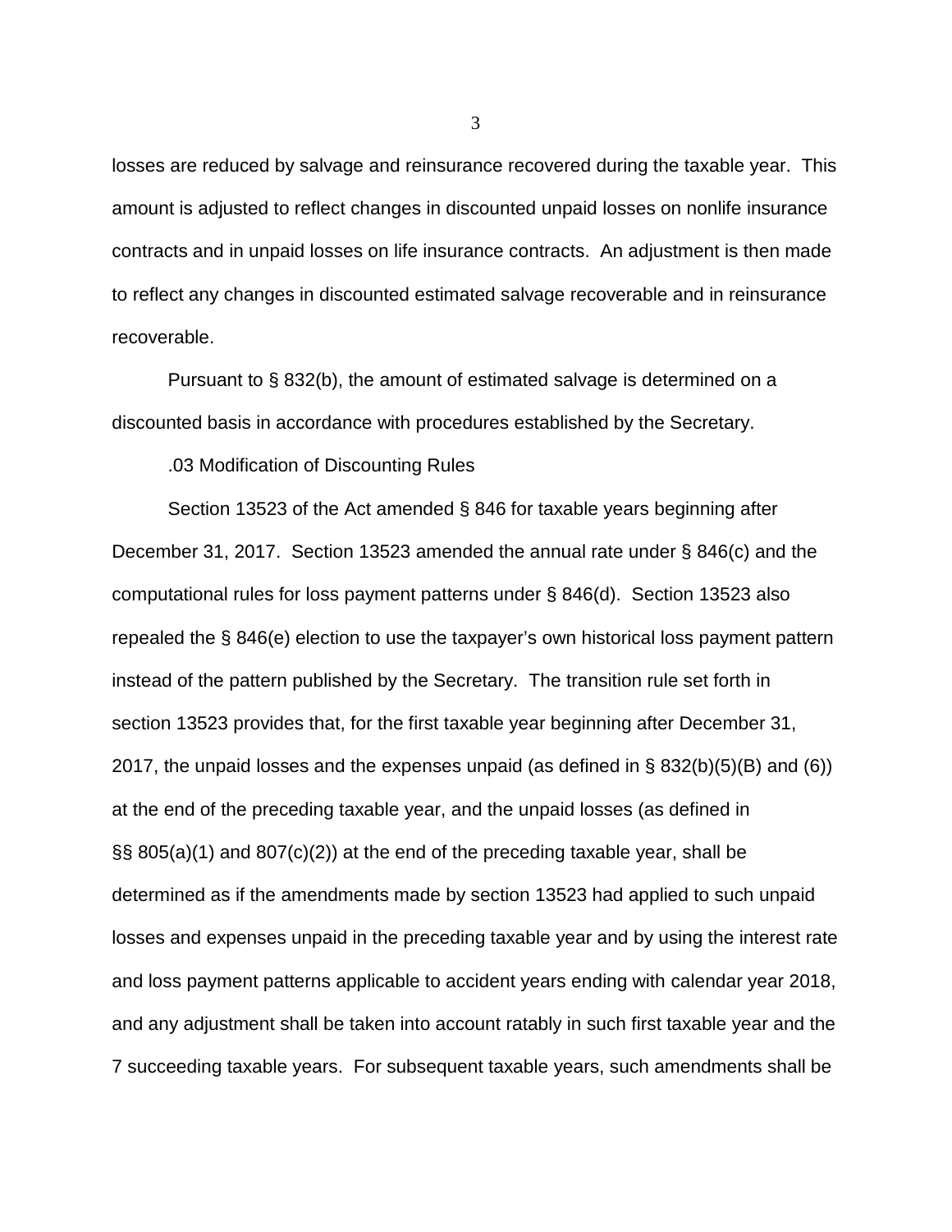losses are reduced by salvage and reinsurance recovered during the taxable year. This amount is adjusted to reflect changes in discounted unpaid losses on nonlife insurance contracts and in unpaid losses on life insurance contracts. An adjustment is then made to reflect any changes in discounted estimated salvage recoverable and in reinsurance recoverable.

Pursuant to § 832(b), the amount of estimated salvage is determined on a discounted basis in accordance with procedures established by the Secretary.

.03 Modification of Discounting Rules

Section 13523 of the Act amended § 846 for taxable years beginning after December 31, 2017. Section 13523 amended the annual rate under § 846(c) and the computational rules for loss payment patterns under § 846(d). Section 13523 also repealed the § 846(e) election to use the taxpayer's own historical loss payment pattern instead of the pattern published by the Secretary. The transition rule set forth in section 13523 provides that, for the first taxable year beginning after December 31, 2017, the unpaid losses and the expenses unpaid (as defined in § 832(b)(5)(B) and (6)) at the end of the preceding taxable year, and the unpaid losses (as defined in §§ 805(a)(1) and 807(c)(2)) at the end of the preceding taxable year, shall be determined as if the amendments made by section 13523 had applied to such unpaid losses and expenses unpaid in the preceding taxable year and by using the interest rate and loss payment patterns applicable to accident years ending with calendar year 2018, and any adjustment shall be taken into account ratably in such first taxable year and the 7 succeeding taxable years. For subsequent taxable years, such amendments shall be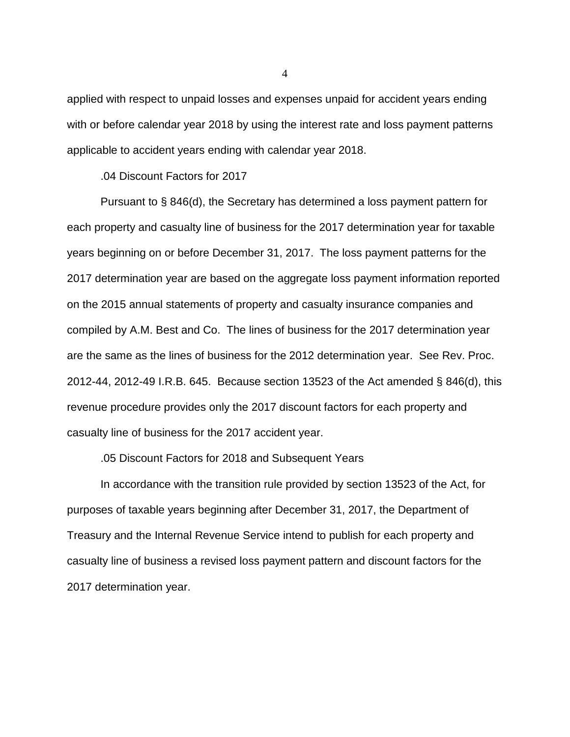applied with respect to unpaid losses and expenses unpaid for accident years ending with or before calendar year 2018 by using the interest rate and loss payment patterns applicable to accident years ending with calendar year 2018.

.04 Discount Factors for 2017

Pursuant to § 846(d), the Secretary has determined a loss payment pattern for each property and casualty line of business for the 2017 determination year for taxable years beginning on or before December 31, 2017. The loss payment patterns for the 2017 determination year are based on the aggregate loss payment information reported on the 2015 annual statements of property and casualty insurance companies and compiled by A.M. Best and Co. The lines of business for the 2017 determination year are the same as the lines of business for the 2012 determination year. See Rev. Proc. 2012-44, 2012-49 I.R.B. 645. Because section 13523 of the Act amended § 846(d), this revenue procedure provides only the 2017 discount factors for each property and casualty line of business for the 2017 accident year.

.05 Discount Factors for 2018 and Subsequent Years

In accordance with the transition rule provided by section 13523 of the Act, for purposes of taxable years beginning after December 31, 2017, the Department of Treasury and the Internal Revenue Service intend to publish for each property and casualty line of business a revised loss payment pattern and discount factors for the 2017 determination year.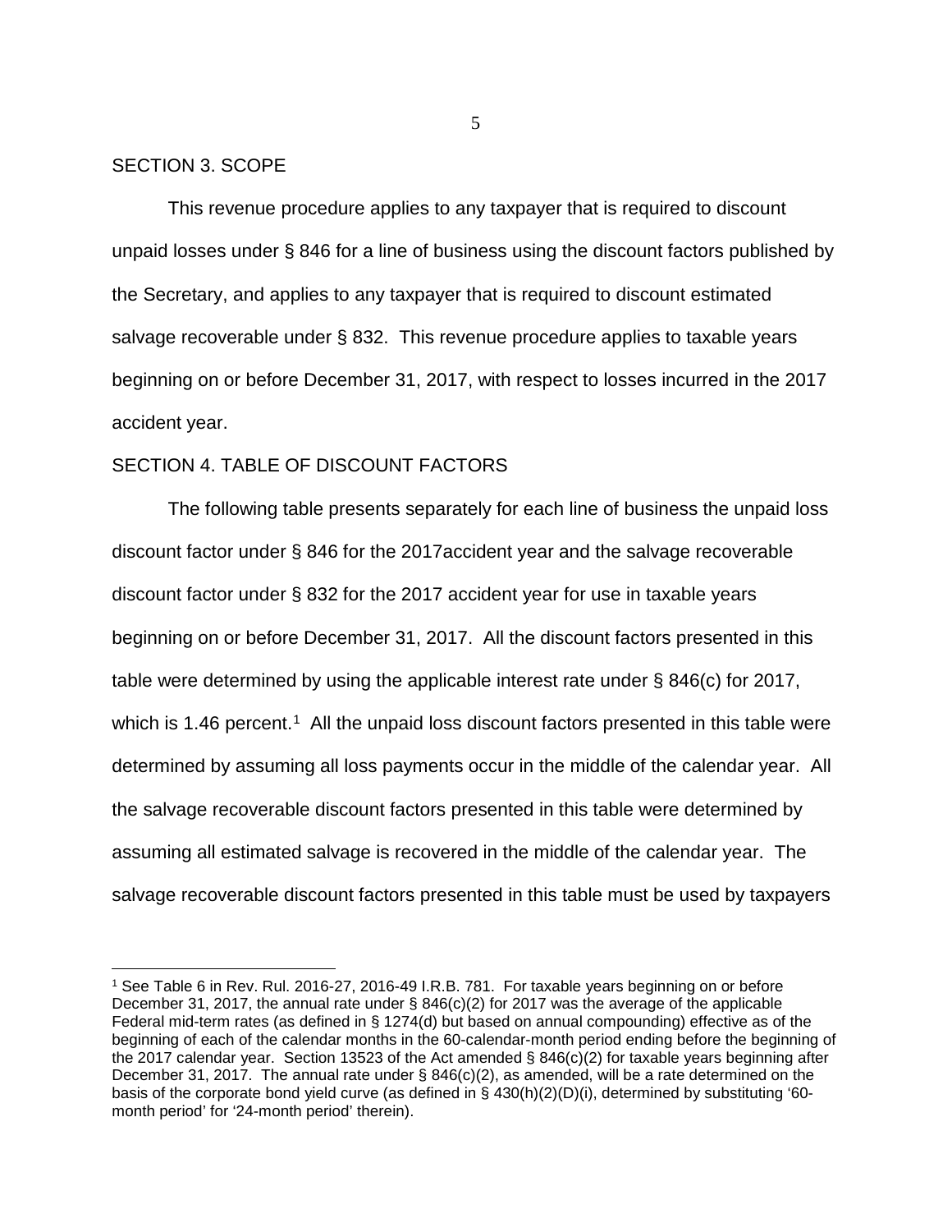SECTION 3. SCOPE

This revenue procedure applies to any taxpayer that is required to discount unpaid losses under § 846 for a line of business using the discount factors published by the Secretary, and applies to any taxpayer that is required to discount estimated salvage recoverable under § 832. This revenue procedure applies to taxable years beginning on or before December 31, 2017, with respect to losses incurred in the 2017 accident year.

SECTION 4. TABLE OF DISCOUNT FACTORS

The following table presents separately for each line of business the unpaid loss discount factor under § 846 for the 2017accident year and the salvage recoverable discount factor under § 832 for the 2017 accident year for use in taxable years beginning on or before December 31, 2017. All the discount factors presented in this table were determined by using the applicable interest rate under § 846(c) for 2017, which is 1.46 percent.[1] All the unpaid loss discount factors presented in this table were determined by assuming all loss payments occur in the middle of the calendar year. All the salvage recoverable discount factors presented in this table were determined by assuming all estimated salvage is recovered in the middle of the calendar year. The salvage recoverable discount factors presented in this table must be used by taxpayers

[1] See Table 6 in Rev. Rul. 2016-27, 2016-49 I.R.B. 781. For taxable years beginning on or before December 31, 2017, the annual rate under § 846(c)(2) for 2017 was the average of the applicable Federal mid-term rates (as defined in § 1274(d) but based on annual compounding) effective as of the beginning of each of the calendar months in the 60-calendar-month period ending before the beginning of the 2017 calendar year. Section 13523 of the Act amended § 846(c)(2) for taxable years beginning after December 31, 2017. The annual rate under § 846(c)(2), as amended, will be a rate determined on the basis of the corporate bond yield curve (as defined in § 430(h)(2)(D)(i), determined by substituting '60-month period' for '24-month period' therein).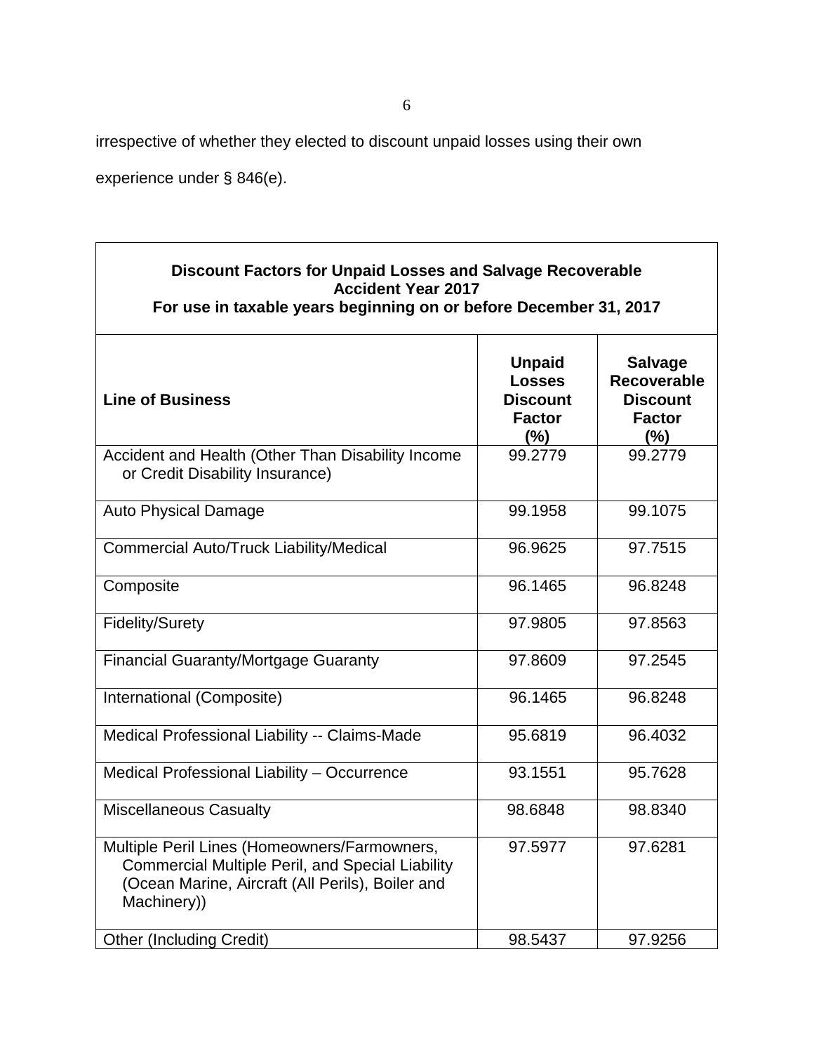irrespective of whether they elected to discount unpaid losses using their own experience under § 846(e).

| **Discount Factors for Unpaid Losses and Salvage Recoverable Accident Year 2017 For use in taxable years beginning on or before December 31, 2017** | | |
|---|---|---|
| **Line of Business** | **Unpaid Losses Discount Factor (%)** | **Salvage Recoverable Discount Factor (%)** |
| Accident and Health (Other Than Disability Income or Credit Disability Insurance) | 99.2779 | 99.2779 |
| Auto Physical Damage | 99.1958 | 99.1075 |
| Commercial Auto/Truck Liability/Medical | 96.9625 | 97.7515 |
| Composite | 96.1465 | 96.8248 |
| Fidelity/Surety | 97.9805 | 97.8563 |
| Financial Guaranty/Mortgage Guaranty | 97.8609 | 97.2545 |
| International (Composite) | 96.1465 | 96.8248 |
| Medical Professional Liability -- Claims-Made | 95.6819 | 96.4032 |
| Medical Professional Liability – Occurrence | 93.1551 | 95.7628 |
| Miscellaneous Casualty | 98.6848 | 98.8340 |
| Multiple Peril Lines (Homeowners/Farmowners, Commercial Multiple Peril, and Special Liability (Ocean Marine, Aircraft (All Perils), Boiler and Machinery)) | 97.5977 | 97.6281 |
| Other (Including Credit) | 98.5437 | 97.9256 |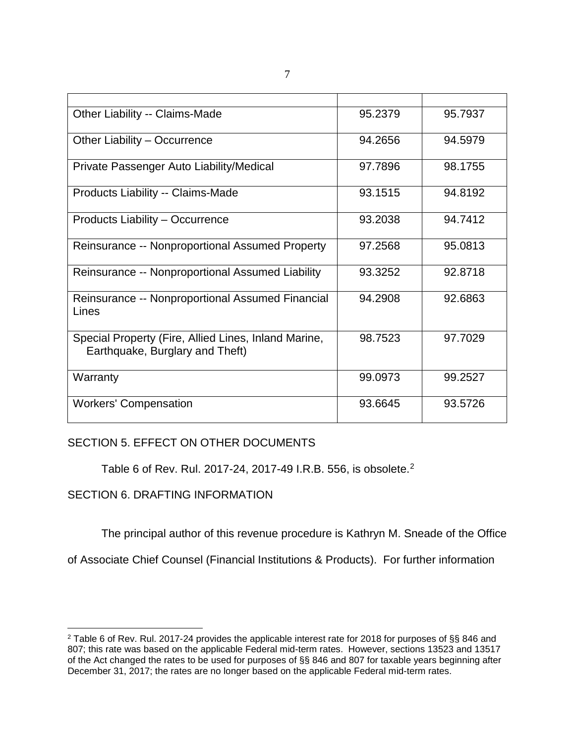| | | |
|---|---|---|
| Other Liability -- Claims-Made | 95.2379 | 95.7937 |
| Other Liability – Occurrence | 94.2656 | 94.5979 |
| Private Passenger Auto Liability/Medical | 97.7896 | 98.1755 |
| Products Liability -- Claims-Made | 93.1515 | 94.8192 |
| Products Liability – Occurrence | 93.2038 | 94.7412 |
| Reinsurance -- Nonproportional Assumed Property | 97.2568 | 95.0813 |
| Reinsurance -- Nonproportional Assumed Liability | 93.3252 | 92.8718 |
| Reinsurance -- Nonproportional Assumed Financial Lines | 94.2908 | 92.6863 |
| Special Property (Fire, Allied Lines, Inland Marine, Earthquake, Burglary and Theft) | 98.7523 | 97.7029 |
| Warranty | 99.0973 | 99.2527 |
| Workers' Compensation | 93.6645 | 93.5726 |

SECTION 5. EFFECT ON OTHER DOCUMENTS

Table 6 of Rev. Rul. 2017-24, 2017-49 I.R.B. 556, is obsolete.[2]

SECTION 6. DRAFTING INFORMATION

The principal author of this revenue procedure is Kathryn M. Sneade of the Office of Associate Chief Counsel (Financial Institutions & Products). For further information

[2] Table 6 of Rev. Rul. 2017-24 provides the applicable interest rate for 2018 for purposes of §§ 846 and 807; this rate was based on the applicable Federal mid-term rates. However, sections 13523 and 13517 of the Act changed the rates to be used for purposes of §§ 846 and 807 for taxable years beginning after December 31, 2017; the rates are no longer based on the applicable Federal mid-term rates.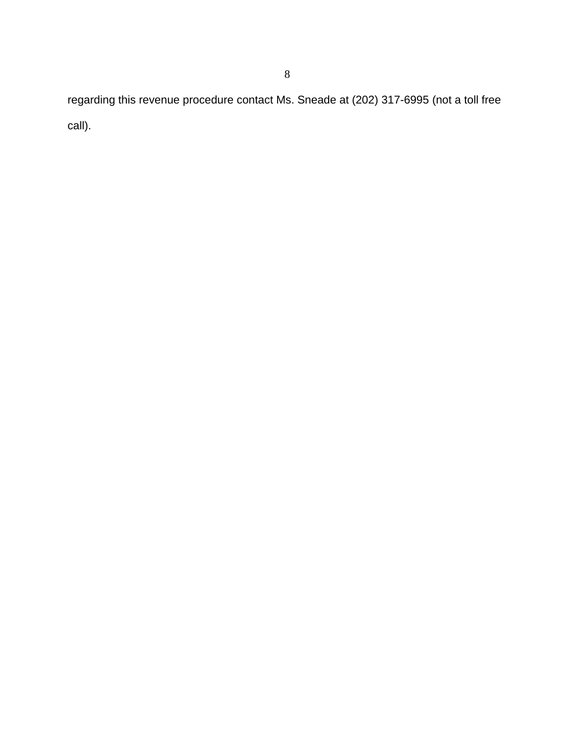regarding this revenue procedure contact Ms. Sneade at (202) 317-6995 (not a toll free call).